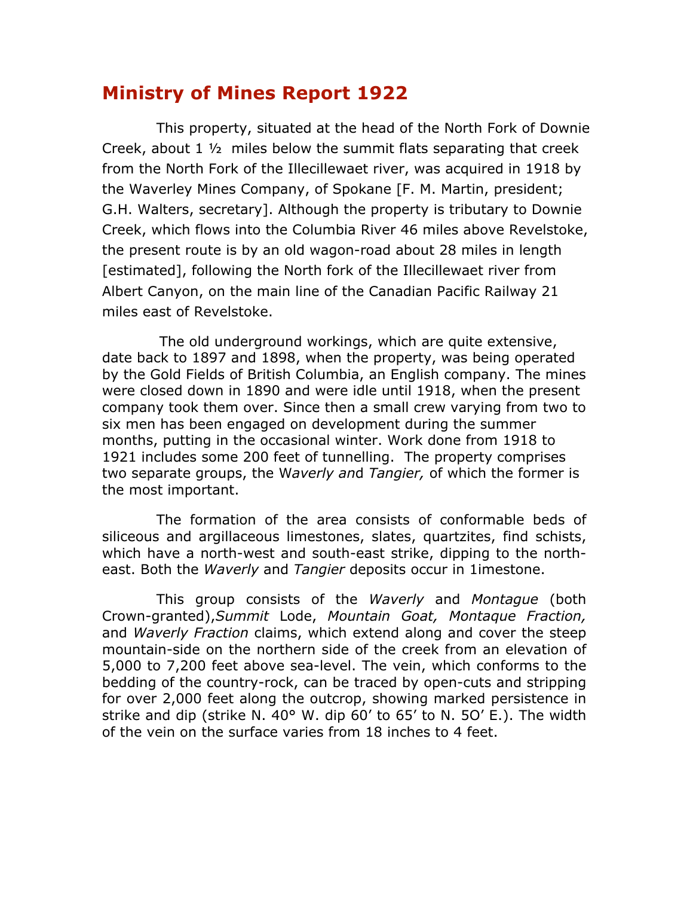# Ministry of Mines Report 1922

This property, situated at the head of the North Fork of Downie Creek, about 1 ½ miles below the summit flats separating that creek from the North Fork of the Illecillewaet river, was acquired in 1918 by the Waverley Mines Company, of Spokane [F. M. Martin, president; G.H. Walters, secretary]. Although the property is tributary to Downie Creek, which flows into the Columbia River 46 miles above Revelstoke, the present route is by an old wagon-road about 28 miles in length [estimated], following the North fork of the Illecillewaet river from Albert Canyon, on the main line of the Canadian Pacific Railway 21 miles east of Revelstoke.

The old underground workings, which are quite extensive, date back to 1897 and 1898, when the property, was being operated by the Gold Fields of British Columbia, an English company. The mines were closed down in 1890 and were idle until 1918, when the present company took them over. Since then a small crew varying from two to six men has been engaged on development during the summer months, putting in the occasional winter. Work done from 1918 to 1921 includes some 200 feet of tunnelling. The property comprises two separate groups, the W*averly an*d *Tangier,* of which the former is the most important.

The formation of the area consists of conformable beds of siliceous and argillaceous limestones, slates, quartzites, find schists, which have a north-west and south-east strike, dipping to the north-east. Both the *Waverly* and *Tangier* deposits occur in 1imestone.

This group consists of the *Waverly* and *Montague* (both Crown-granted),*Summit* Lode, *Mountain Goat, Montaque Fraction,* and *Waverly Fraction* claims, which extend along and cover the steep mountain-side on the northern side of the creek from an elevation of 5,000 to 7,200 feet above sea-level. The vein, which conforms to the bedding of the country-rock, can be traced by open-cuts and stripping for over 2,000 feet along the outcrop, showing marked persistence in strike and dip (strike N. 40° W. dip 60′ to 65′ to N. 5O′ E.). The width of the vein on the surface varies from 18 inches to 4 feet.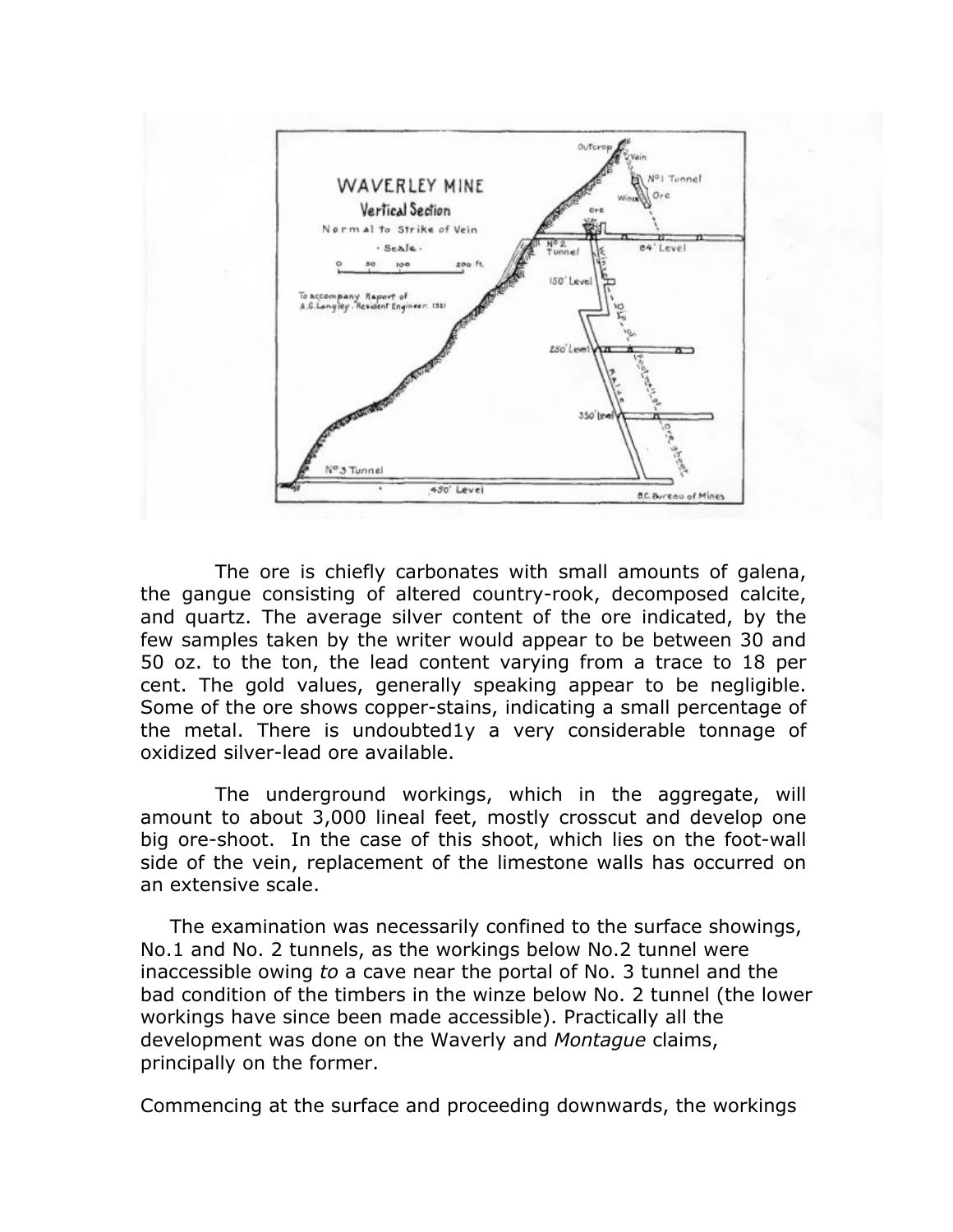The ore is chiefly carbonates with small amounts of galena, the gangue consisting of altered country-rook, decomposed calcite, and quartz. The average silver content of the ore indicated, by the few samples taken by the writer would appear to be between 30 and 50 oz. to the ton, the lead content varying from a trace to 18 per cent. The gold values, generally speaking appear to be negligible. Some of the ore shows copper-stains, indicating a small percentage of the metal. There is undoubted1y a very considerable tonnage of oxidized silver-lead ore available.

The underground workings, which in the aggregate, will amount to about 3,000 lineal feet, mostly crosscut and develop one big ore-shoot. In the case of this shoot, which lies on the foot-wall side of the vein, replacement of the limestone walls has occurred on an extensive scale.

The examination was necessarily confined to the surface showings, No.1 and No. 2 tunnels, as the workings below No.2 tunnel were inaccessible owing *to* a cave near the portal of No. 3 tunnel and the bad condition of the timbers in the winze below No. 2 tunnel (the lower workings have since been made accessible). Practically all the development was done on the Waverly and *Montague* claims, principally on the former.

Commencing at the surface and proceeding downwards, the workings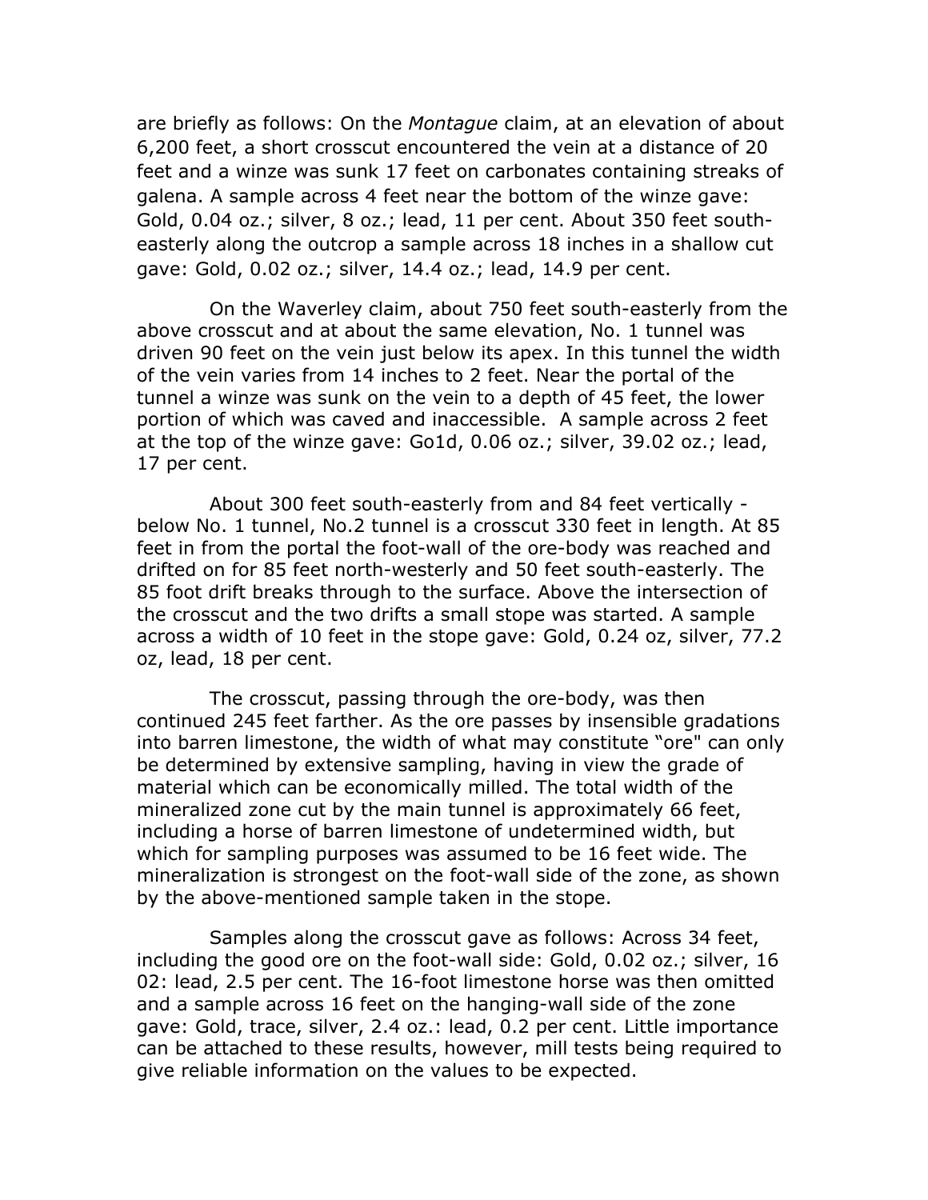are briefly as follows: On the *Montague* claim, at an elevation of about 6,200 feet, a short crosscut encountered the vein at a distance of 20 feet and a winze was sunk 17 feet on carbonates containing streaks of galena. A sample across 4 feet near the bottom of the winze gave: Gold, 0.04 oz.; silver, 8 oz.; lead, 11 per cent. About 350 feet south-easterly along the outcrop a sample across 18 inches in a shallow cut gave: Gold, 0.02 oz.; silver, 14.4 oz.; lead, 14.9 per cent.

On the Waverley claim, about 750 feet south-easterly from the above crosscut and at about the same elevation, No. 1 tunnel was driven 90 feet on the vein just below its apex. In this tunnel the width of the vein varies from 14 inches to 2 feet. Near the portal of the tunnel a winze was sunk on the vein to a depth of 45 feet, the lower portion of which was caved and inaccessible. A sample across 2 feet at the top of the winze gave: Go1d, 0.06 oz.; silver, 39.02 oz.; lead, 17 per cent.

About 300 feet south-easterly from and 84 feet vertically - below No. 1 tunnel, No.2 tunnel is a crosscut 330 feet in length. At 85 feet in from the portal the foot-wall of the ore-body was reached and drifted on for 85 feet north-westerly and 50 feet south-easterly. The 85 foot drift breaks through to the surface. Above the intersection of the crosscut and the two drifts a small stope was started. A sample across a width of 10 feet in the stope gave: Gold, 0.24 oz, silver, 77.2 oz, lead, 18 per cent.

The crosscut, passing through the ore-body, was then continued 245 feet farther. As the ore passes by insensible gradations into barren limestone, the width of what may constitute "ore" can only be determined by extensive sampling, having in view the grade of material which can be economically milled. The total width of the mineralized zone cut by the main tunnel is approximately 66 feet, including a horse of barren limestone of undetermined width, but which for sampling purposes was assumed to be 16 feet wide. The mineralization is strongest on the foot-wall side of the zone, as shown by the above-mentioned sample taken in the stope.

Samples along the crosscut gave as follows: Across 34 feet, including the good ore on the foot-wall side: Gold, 0.02 oz.; silver, 16 02: lead, 2.5 per cent. The 16-foot limestone horse was then omitted and a sample across 16 feet on the hanging-wall side of the zone gave: Gold, trace, silver, 2.4 oz.: lead, 0.2 per cent. Little importance can be attached to these results, however, mill tests being required to give reliable information on the values to be expected.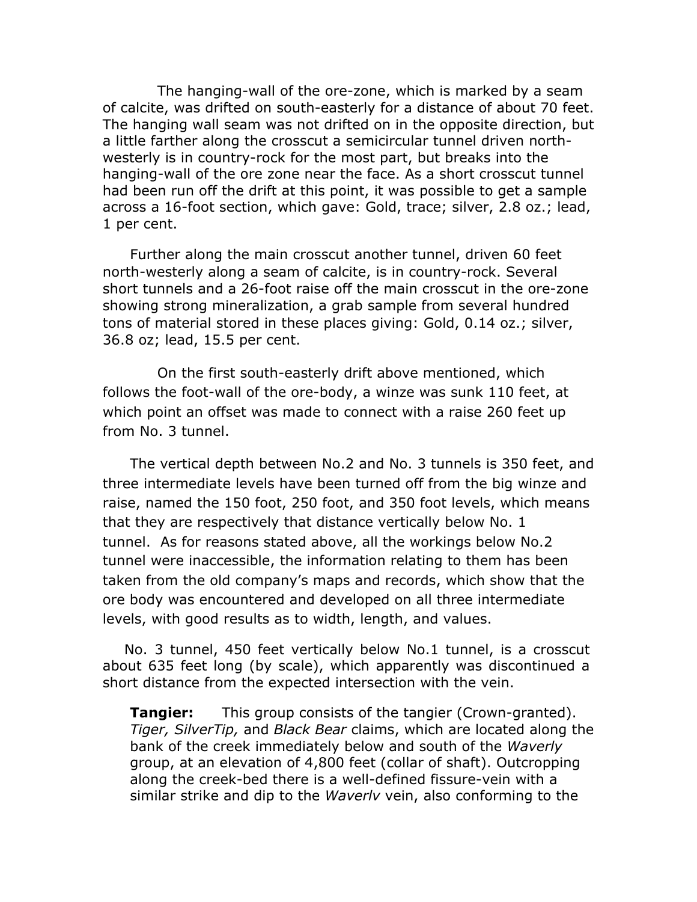The hanging-wall of the ore-zone, which is marked by a seam of calcite, was drifted on south-easterly for a distance of about 70 feet. The hanging wall seam was not drifted on in the opposite direction, but a little farther along the crosscut a semicircular tunnel driven north-westerly is in country-rock for the most part, but breaks into the hanging-wall of the ore zone near the face. As a short crosscut tunnel had been run off the drift at this point, it was possible to get a sample across a 16-foot section, which gave: Gold, trace; silver, 2.8 oz.; lead, 1 per cent.

Further along the main crosscut another tunnel, driven 60 feet north-westerly along a seam of calcite, is in country-rock. Several short tunnels and a 26-foot raise off the main crosscut in the ore-zone showing strong mineralization, a grab sample from several hundred tons of material stored in these places giving: Gold, 0.14 oz.; silver, 36.8 oz; lead, 15.5 per cent.

On the first south-easterly drift above mentioned, which follows the foot-wall of the ore-body, a winze was sunk 110 feet, at which point an offset was made to connect with a raise 260 feet up from No. 3 tunnel.

The vertical depth between No.2 and No. 3 tunnels is 350 feet, and three intermediate levels have been turned off from the big winze and raise, named the 150 foot, 250 foot, and 350 foot levels, which means that they are respectively that distance vertically below No. 1 tunnel. As for reasons stated above, all the workings below No.2 tunnel were inaccessible, the information relating to them has been taken from the old company's maps and records, which show that the ore body was encountered and developed on all three intermediate levels, with good results as to width, length, and values.

No. 3 tunnel, 450 feet vertically below No.1 tunnel, is a crosscut about 635 feet long (by scale), which apparently was discontinued a short distance from the expected intersection with the vein.

**Tangier:** This group consists of the tangier (Crown-granted). *Tiger, SilverTip,* and *Black Bear* claims, which are located along the bank of the creek immediately below and south of the *Waverly* group, at an elevation of 4,800 feet (collar of shaft). Outcropping along the creek-bed there is a well-defined fissure-vein with a similar strike and dip to the *Waverlv* vein, also conforming to the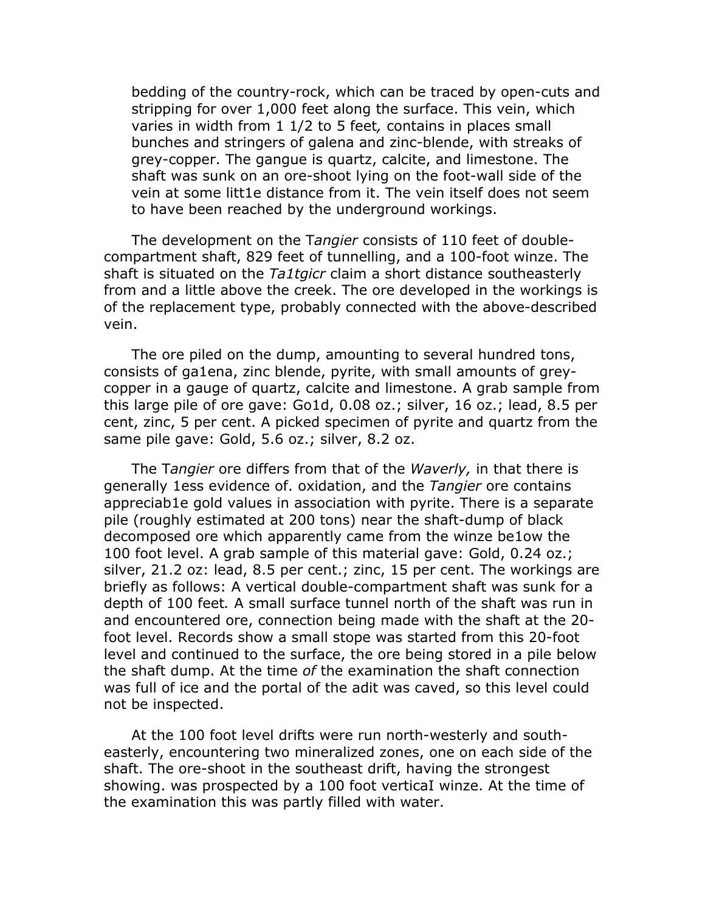bedding of the country-rock, which can be traced by open-cuts and stripping for over 1,000 feet along the surface. This vein, which varies in width from 1 1/2 to 5 feet*,* contains in places small bunches and stringers of galena and zinc-blende, with streaks of grey-copper. The gangue is quartz, calcite, and limestone. The shaft was sunk on an ore-shoot lying on the foot-wall side of the vein at some litt1e distance from it. The vein itself does not seem to have been reached by the underground workings.

The development on the T*angier* consists of 110 feet of double-compartment shaft, 829 feet of tunnelling, and a 100-foot winze. The shaft is situated on the *Ta1tgicr* claim a short distance southeasterly from and a little above the creek. The ore developed in the workings is of the replacement type, probably connected with the above-described vein.

The ore piled on the dump, amounting to several hundred tons, consists of ga1ena, zinc blende, pyrite, with small amounts of grey-copper in a gauge of quartz, calcite and limestone. A grab sample from this large pile of ore gave: Go1d, 0.08 oz.; silver, 16 oz.; lead, 8.5 per cent, zinc, 5 per cent. A picked specimen of pyrite and quartz from the same pile gave: Gold, 5.6 oz.; silver, 8.2 oz.

The T*angier* ore differs from that of the *Waverly,* in that there is generally 1ess evidence of. oxidation, and the *Tangier* ore contains appreciab1e gold values in association with pyrite. There is a separate pile (roughly estimated at 200 tons) near the shaft-dump of black decomposed ore which apparently came from the winze be1ow the 100 foot level. A grab sample of this material gave: Gold, 0.24 oz.; silver, 21.2 oz: lead, 8.5 per cent.; zinc, 15 per cent. The workings are briefly as follows: A vertical double-compartment shaft was sunk for a depth of 100 feet*.* A small surface tunnel north of the shaft was run in and encountered ore, connection being made with the shaft at the 20-foot level. Records show a small stope was started from this 20-foot level and continued to the surface, the ore being stored in a pile below the shaft dump. At the time *of* the examination the shaft connection was full of ice and the portal of the adit was caved, so this level could not be inspected.

At the 100 foot level drifts were run north-westerly and south-easterly, encountering two mineralized zones, one on each side of the shaft. The ore-shoot in the southeast drift, having the strongest showing. was prospected by a 100 foot verticaI winze. At the time of the examination this was partly filled with water.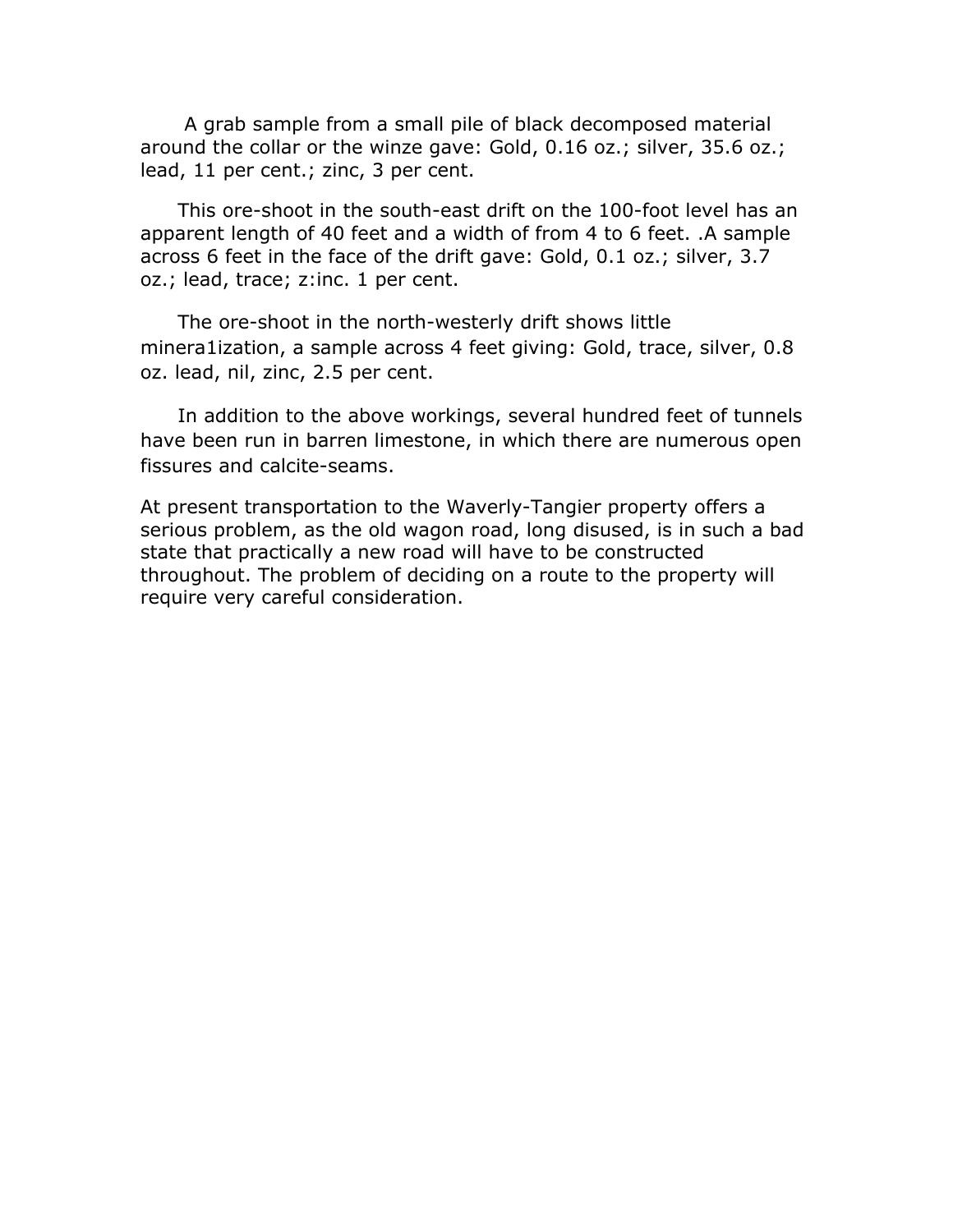A grab sample from a small pile of black decomposed material around the collar or the winze gave: Gold, 0.16 oz.; silver, 35.6 oz.; lead, 11 per cent.; zinc, 3 per cent.

This ore-shoot in the south-east drift on the 100-foot level has an apparent length of 40 feet and a width of from 4 to 6 feet. .A sample across 6 feet in the face of the drift gave: Gold, 0.1 oz.; silver, 3.7 oz.; lead, trace; z:inc. 1 per cent.

The ore-shoot in the north-westerly drift shows little minera1ization, a sample across 4 feet giving: Gold, trace, silver, 0.8 oz. lead, nil, zinc, 2.5 per cent.

In addition to the above workings, several hundred feet of tunnels have been run in barren limestone, in which there are numerous open fissures and calcite-seams.

At present transportation to the Waverly-Tangier property offers a serious problem, as the old wagon road, long disused, is in such a bad state that practically a new road will have to be constructed throughout. The problem of deciding on a route to the property will require very careful consideration.